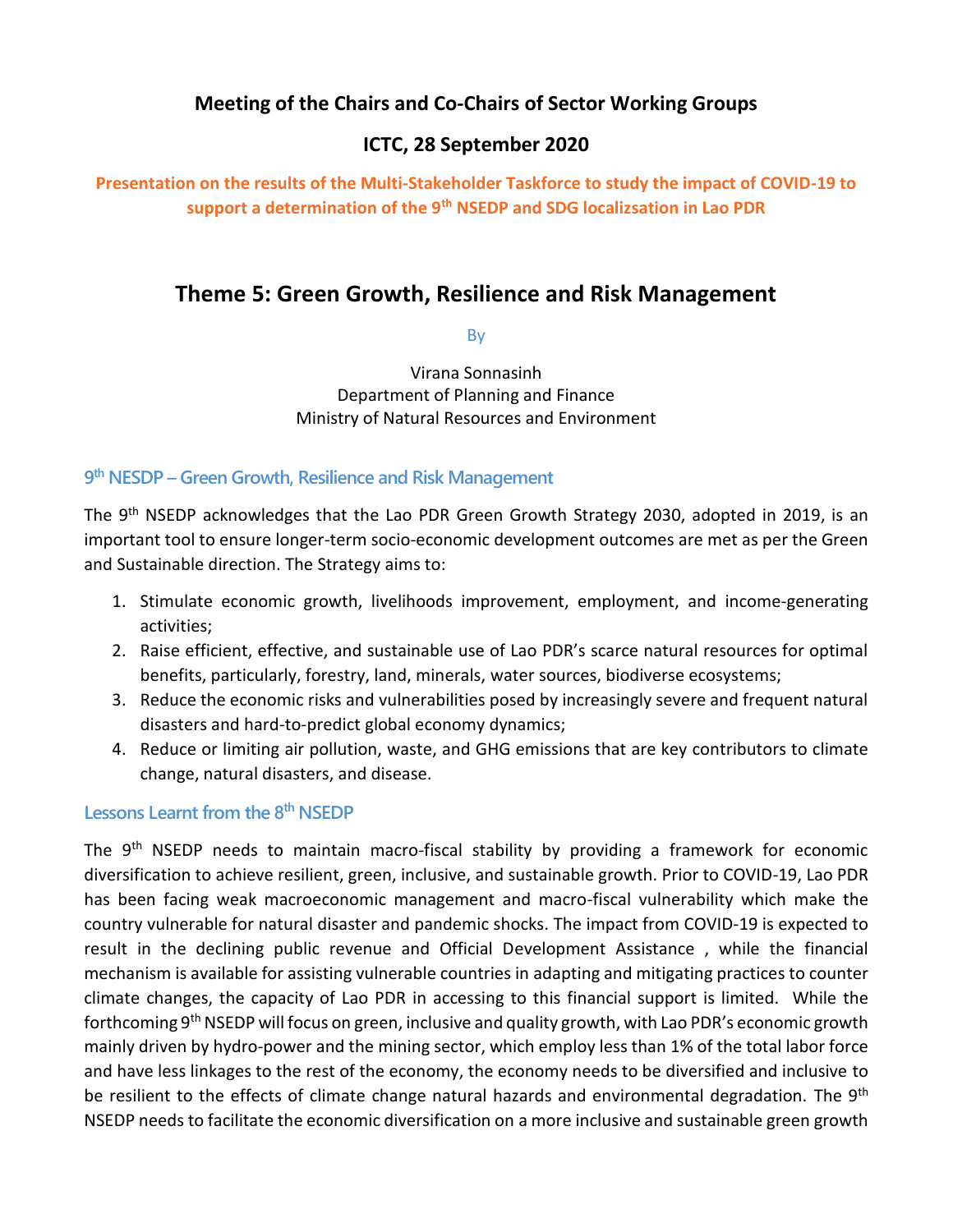**Meeting of the Chairs and Co-Chairs of Sector Working Groups**

**ICTC, 28 September 2020**

**Presentation on the results of the Multi-Stakeholder Taskforce to study the impact of COVID-19 to support a determination of the 9th NSEDP and SDG localizsation in Lao PDR**

# Theme 5: Green Growth, Resilience and Risk Management

By

Virana Sonnasinh
Department of Planning and Finance
Ministry of Natural Resources and Environment

## 9th NESDP – Green Growth, Resilience and Risk Management

The 9th NSEDP acknowledges that the Lao PDR Green Growth Strategy 2030, adopted in 2019, is an important tool to ensure longer-term socio-economic development outcomes are met as per the Green and Sustainable direction. The Strategy aims to:

1. Stimulate economic growth, livelihoods improvement, employment, and income-generating activities;
2. Raise efficient, effective, and sustainable use of Lao PDR's scarce natural resources for optimal benefits, particularly, forestry, land, minerals, water sources, biodiverse ecosystems;
3. Reduce the economic risks and vulnerabilities posed by increasingly severe and frequent natural disasters and hard-to-predict global economy dynamics;
4. Reduce or limiting air pollution, waste, and GHG emissions that are key contributors to climate change, natural disasters, and disease.

## Lessons Learnt from the 8th NSEDP

The 9th NSEDP needs to maintain macro-fiscal stability by providing a framework for economic diversification to achieve resilient, green, inclusive, and sustainable growth. Prior to COVID-19, Lao PDR has been facing weak macroeconomic management and macro-fiscal vulnerability which make the country vulnerable for natural disaster and pandemic shocks. The impact from COVID-19 is expected to result in the declining public revenue and Official Development Assistance , while the financial mechanism is available for assisting vulnerable countries in adapting and mitigating practices to counter climate changes, the capacity of Lao PDR in accessing to this financial support is limited. While the forthcoming 9th NSEDP will focus on green, inclusive and quality growth, with Lao PDR's economic growth mainly driven by hydro-power and the mining sector, which employ less than 1% of the total labor force and have less linkages to the rest of the economy, the economy needs to be diversified and inclusive to be resilient to the effects of climate change natural hazards and environmental degradation. The 9th NSEDP needs to facilitate the economic diversification on a more inclusive and sustainable green growth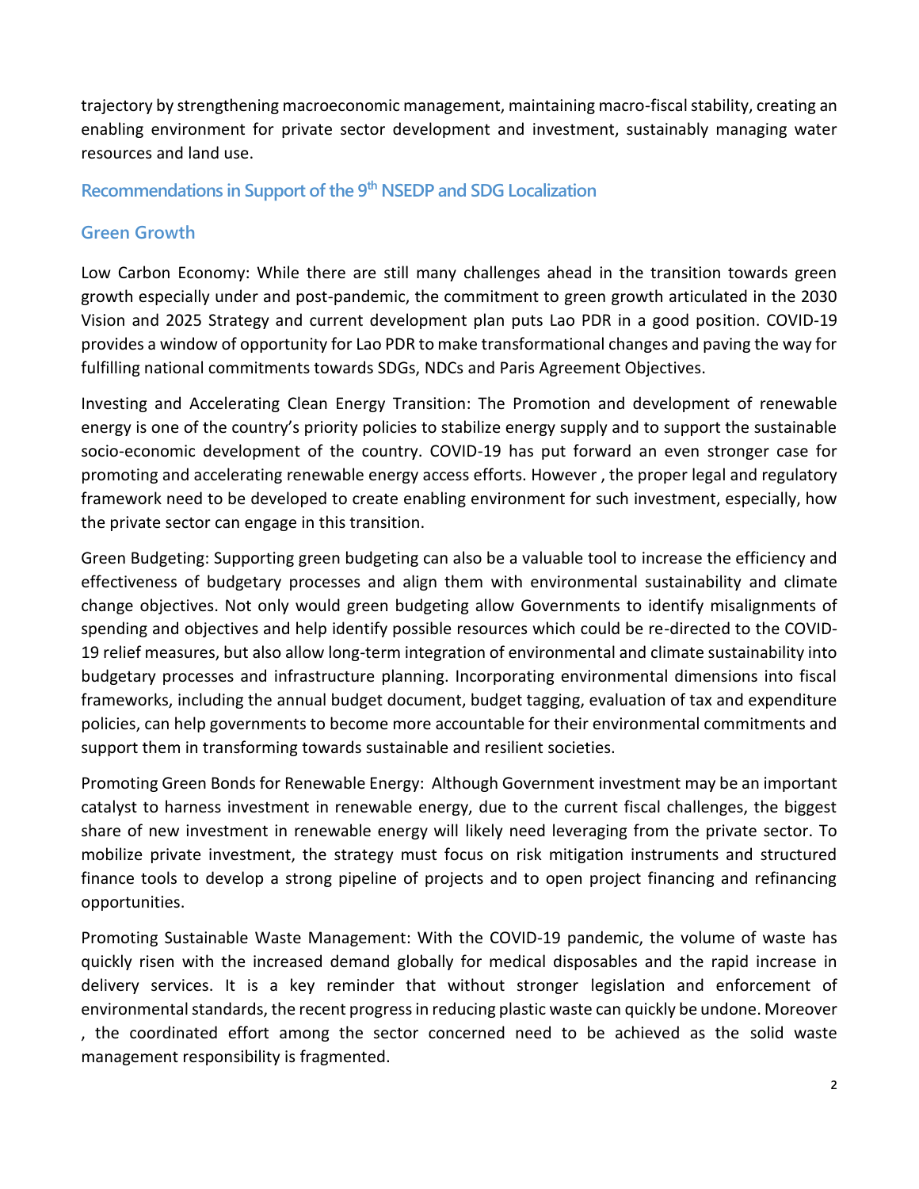trajectory by strengthening macroeconomic management, maintaining macro-fiscal stability, creating an enabling environment for private sector development and investment, sustainably managing water resources and land use.

## Recommendations in Support of the 9th NSEDP and SDG Localization

## Green Growth

Low Carbon Economy: While there are still many challenges ahead in the transition towards green growth especially under and post-pandemic, the commitment to green growth articulated in the 2030 Vision and 2025 Strategy and current development plan puts Lao PDR in a good position. COVID-19 provides a window of opportunity for Lao PDR to make transformational changes and paving the way for fulfilling national commitments towards SDGs, NDCs and Paris Agreement Objectives.

Investing and Accelerating Clean Energy Transition: The Promotion and development of renewable energy is one of the country's priority policies to stabilize energy supply and to support the sustainable socio-economic development of the country. COVID-19 has put forward an even stronger case for promoting and accelerating renewable energy access efforts. However , the proper legal and regulatory framework need to be developed to create enabling environment for such investment, especially, how the private sector can engage in this transition.

Green Budgeting: Supporting green budgeting can also be a valuable tool to increase the efficiency and effectiveness of budgetary processes and align them with environmental sustainability and climate change objectives. Not only would green budgeting allow Governments to identify misalignments of spending and objectives and help identify possible resources which could be re-directed to the COVID-19 relief measures, but also allow long-term integration of environmental and climate sustainability into budgetary processes and infrastructure planning. Incorporating environmental dimensions into fiscal frameworks, including the annual budget document, budget tagging, evaluation of tax and expenditure policies, can help governments to become more accountable for their environmental commitments and support them in transforming towards sustainable and resilient societies.

Promoting Green Bonds for Renewable Energy: Although Government investment may be an important catalyst to harness investment in renewable energy, due to the current fiscal challenges, the biggest share of new investment in renewable energy will likely need leveraging from the private sector. To mobilize private investment, the strategy must focus on risk mitigation instruments and structured finance tools to develop a strong pipeline of projects and to open project financing and refinancing opportunities.

Promoting Sustainable Waste Management: With the COVID-19 pandemic, the volume of waste has quickly risen with the increased demand globally for medical disposables and the rapid increase in delivery services. It is a key reminder that without stronger legislation and enforcement of environmental standards, the recent progress in reducing plastic waste can quickly be undone. Moreover , the coordinated effort among the sector concerned need to be achieved as the solid waste management responsibility is fragmented.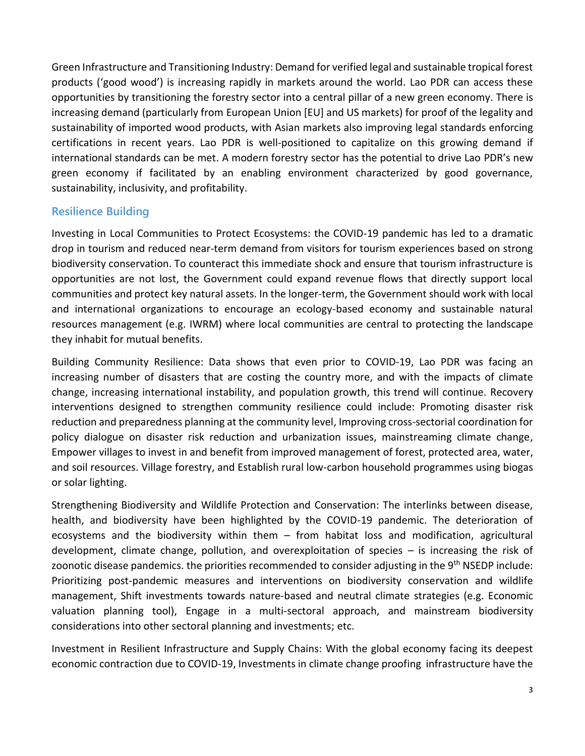Green Infrastructure and Transitioning Industry: Demand for verified legal and sustainable tropical forest products ('good wood') is increasing rapidly in markets around the world. Lao PDR can access these opportunities by transitioning the forestry sector into a central pillar of a new green economy. There is increasing demand (particularly from European Union [EU] and US markets) for proof of the legality and sustainability of imported wood products, with Asian markets also improving legal standards enforcing certifications in recent years. Lao PDR is well-positioned to capitalize on this growing demand if international standards can be met. A modern forestry sector has the potential to drive Lao PDR's new green economy if facilitated by an enabling environment characterized by good governance, sustainability, inclusivity, and profitability.

## Resilience Building

Investing in Local Communities to Protect Ecosystems: the COVID-19 pandemic has led to a dramatic drop in tourism and reduced near-term demand from visitors for tourism experiences based on strong biodiversity conservation. To counteract this immediate shock and ensure that tourism infrastructure is opportunities are not lost, the Government could expand revenue flows that directly support local communities and protect key natural assets. In the longer-term, the Government should work with local and international organizations to encourage an ecology-based economy and sustainable natural resources management (e.g. IWRM) where local communities are central to protecting the landscape they inhabit for mutual benefits.

Building Community Resilience: Data shows that even prior to COVID-19, Lao PDR was facing an increasing number of disasters that are costing the country more, and with the impacts of climate change, increasing international instability, and population growth, this trend will continue. Recovery interventions designed to strengthen community resilience could include: Promoting disaster risk reduction and preparedness planning at the community level, Improving cross-sectorial coordination for policy dialogue on disaster risk reduction and urbanization issues, mainstreaming climate change, Empower villages to invest in and benefit from improved management of forest, protected area, water, and soil resources. Village forestry, and Establish rural low-carbon household programmes using biogas or solar lighting.

Strengthening Biodiversity and Wildlife Protection and Conservation: The interlinks between disease, health, and biodiversity have been highlighted by the COVID-19 pandemic. The deterioration of ecosystems and the biodiversity within them – from habitat loss and modification, agricultural development, climate change, pollution, and overexploitation of species – is increasing the risk of zoonotic disease pandemics. the priorities recommended to consider adjusting in the 9th NSEDP include: Prioritizing post-pandemic measures and interventions on biodiversity conservation and wildlife management, Shift investments towards nature-based and neutral climate strategies (e.g. Economic valuation planning tool), Engage in a multi-sectoral approach, and mainstream biodiversity considerations into other sectoral planning and investments; etc.

Investment in Resilient Infrastructure and Supply Chains: With the global economy facing its deepest economic contraction due to COVID-19, Investments in climate change proofing infrastructure have the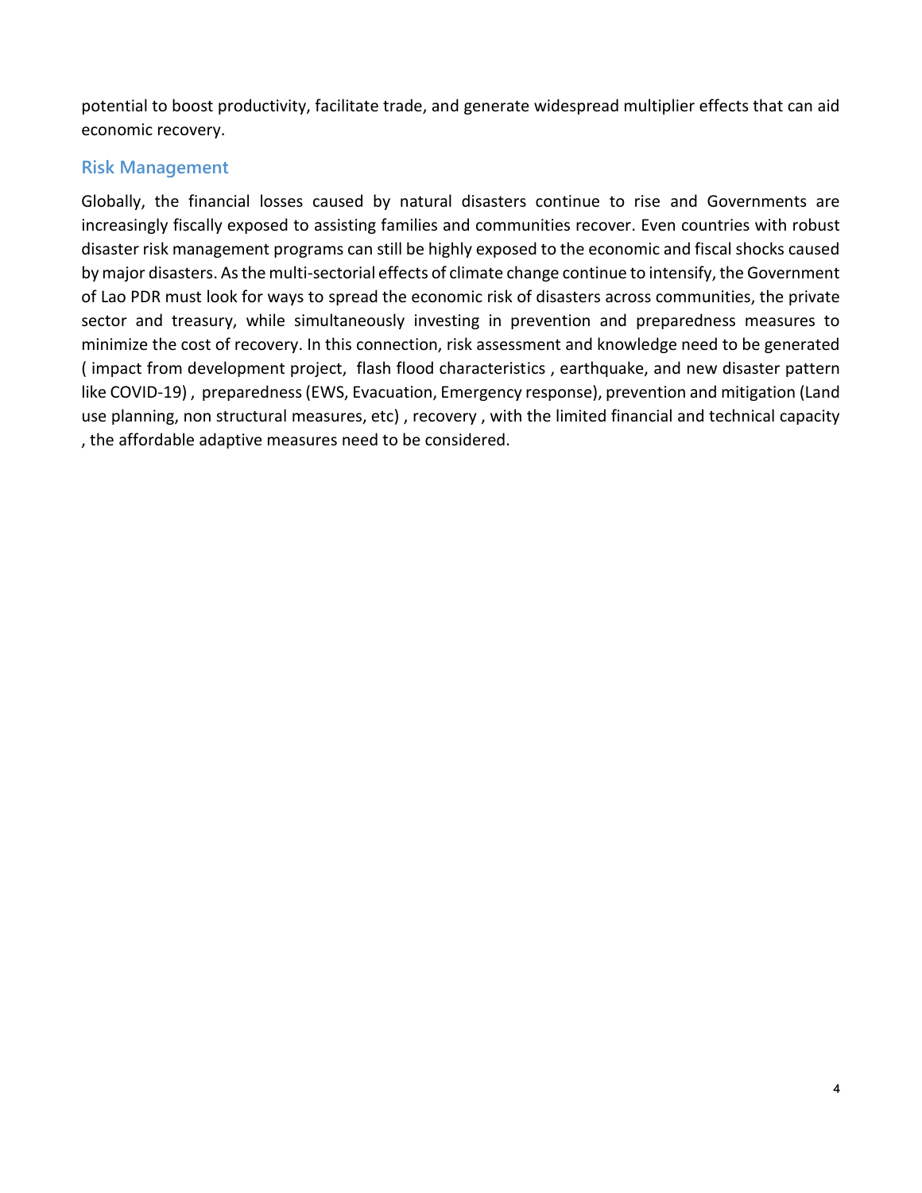potential to boost productivity, facilitate trade, and generate widespread multiplier effects that can aid economic recovery.

### Risk Management

Globally, the financial losses caused by natural disasters continue to rise and Governments are increasingly fiscally exposed to assisting families and communities recover. Even countries with robust disaster risk management programs can still be highly exposed to the economic and fiscal shocks caused by major disasters. As the multi-sectorial effects of climate change continue to intensify, the Government of Lao PDR must look for ways to spread the economic risk of disasters across communities, the private sector and treasury, while simultaneously investing in prevention and preparedness measures to minimize the cost of recovery. In this connection, risk assessment and knowledge need to be generated ( impact from development project,  flash flood characteristics , earthquake, and new disaster pattern like COVID-19) ,  preparedness (EWS, Evacuation, Emergency response), prevention and mitigation (Land use planning, non structural measures, etc) , recovery , with the limited financial and technical capacity , the affordable adaptive measures need to be considered.